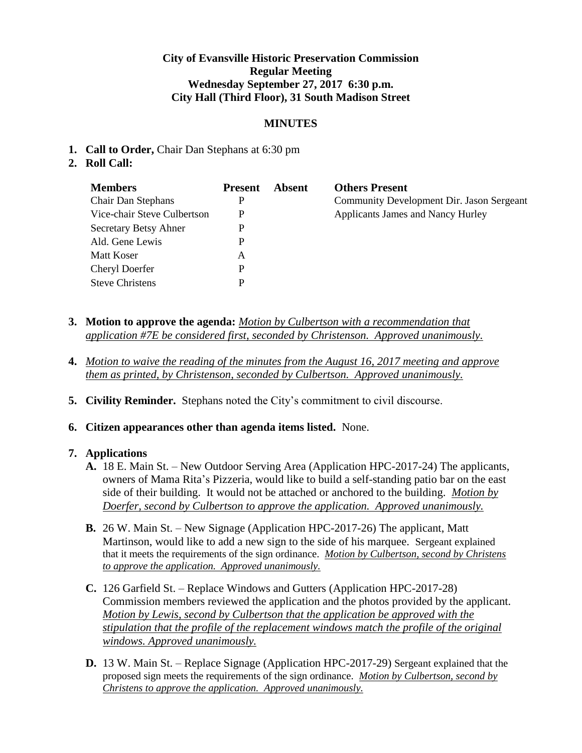**City of Evansville Historic Preservation Commission**
**Regular Meeting**
**Wednesday September 27, 2017 6:30 p.m.**
**City Hall (Third Floor), 31 South Madison Street**

**MINUTES**

1. **Call to Order,** Chair Dan Stephans at 6:30 pm
2. **Roll Call:**

| Members | Present | Absent | Others Present |
|---|---|---|---|
| Chair Dan Stephans | P | | Community Development Dir. Jason Sergeant |
| Vice-chair Steve Culbertson | P | | Applicants James and Nancy Hurley |
| Secretary Betsy Ahner | P | | |
| Ald. Gene Lewis | P | | |
| Matt Koser | A | | |
| Cheryl Doerfer | P | | |
| Steve Christens | P | | |

3. **Motion to approve the agenda:** *Motion by Culbertson with a recommendation that application #7E be considered first, seconded by Christenson. Approved unanimously.*

4. *Motion to waive the reading of the minutes from the August 16, 2017 meeting and approve them as printed, by Christenson, seconded by Culbertson. Approved unanimously.*

5. **Civility Reminder.** Stephans noted the City's commitment to civil discourse.

6. **Citizen appearances other than agenda items listed.** None.

7. **Applications**
   - **A.** 18 E. Main St. – New Outdoor Serving Area (Application HPC-2017-24) The applicants, owners of Mama Rita's Pizzeria, would like to build a self-standing patio bar on the east side of their building. It would not be attached or anchored to the building. *Motion by Doerfer, second by Culbertson to approve the application. Approved unanimously.*
   - **B.** 26 W. Main St. – New Signage (Application HPC-2017-26) The applicant, Matt Martinson, would like to add a new sign to the side of his marquee. Sergeant explained that it meets the requirements of the sign ordinance. *Motion by Culbertson, second by Christens to approve the application. Approved unanimously.*
   - **C.** 126 Garfield St. – Replace Windows and Gutters (Application HPC-2017-28) Commission members reviewed the application and the photos provided by the applicant. *Motion by Lewis, second by Culbertson that the application be approved with the stipulation that the profile of the replacement windows match the profile of the original windows. Approved unanimously.*
   - **D.** 13 W. Main St. – Replace Signage (Application HPC-2017-29) Sergeant explained that the proposed sign meets the requirements of the sign ordinance. *Motion by Culbertson, second by Christens to approve the application. Approved unanimously.*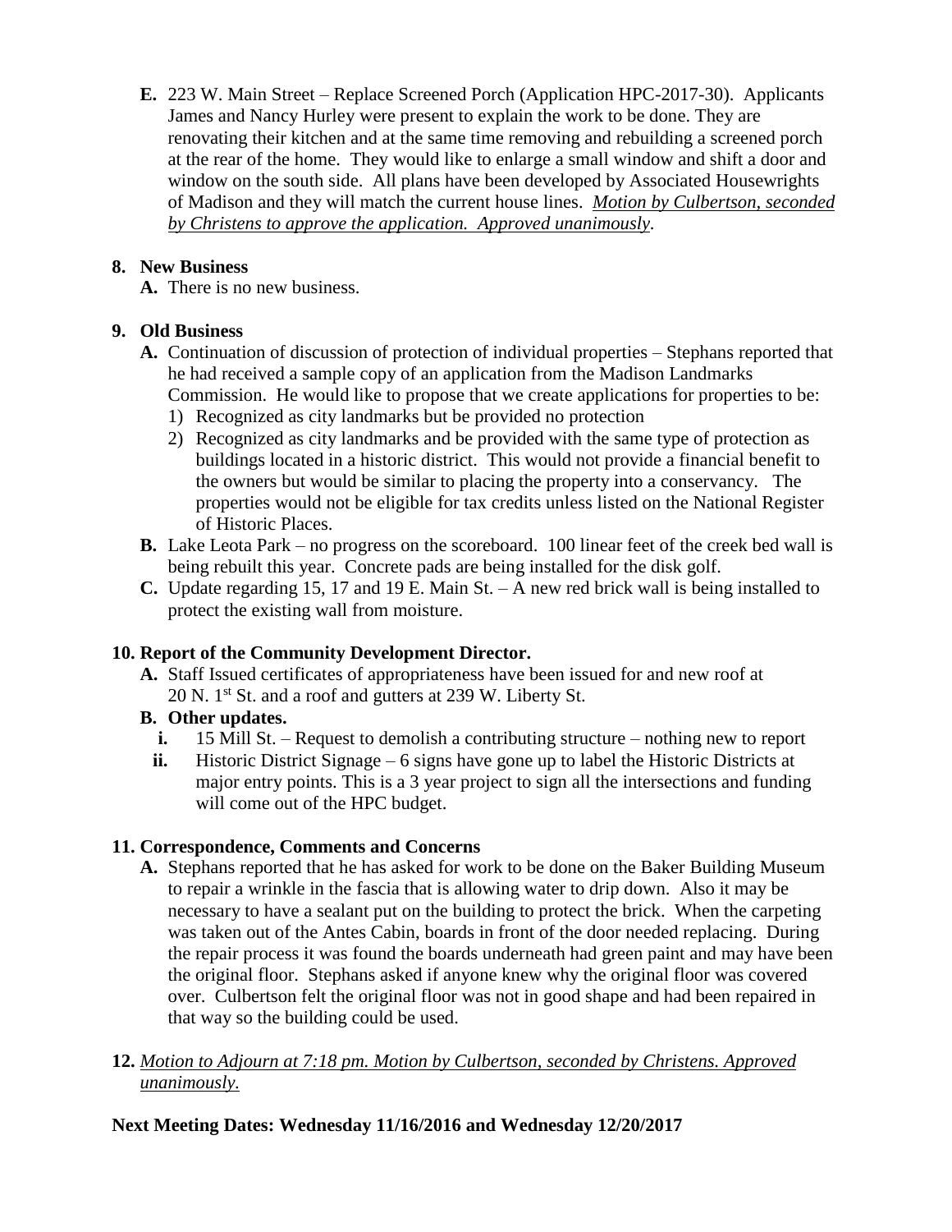**E.** 223 W. Main Street – Replace Screened Porch (Application HPC-2017-30). Applicants James and Nancy Hurley were present to explain the work to be done. They are renovating their kitchen and at the same time removing and rebuilding a screened porch at the rear of the home. They would like to enlarge a small window and shift a door and window on the south side. All plans have been developed by Associated Housewrights of Madison and they will match the current house lines. *Motion by Culbertson, seconded by Christens to approve the application. Approved unanimously*.

**8. New Business**

**A.** There is no new business.

**9. Old Business**

**A.** Continuation of discussion of protection of individual properties – Stephans reported that he had received a sample copy of an application from the Madison Landmarks Commission. He would like to propose that we create applications for properties to be:

1) Recognized as city landmarks but be provided no protection
2) Recognized as city landmarks and be provided with the same type of protection as buildings located in a historic district. This would not provide a financial benefit to the owners but would be similar to placing the property into a conservancy. The properties would not be eligible for tax credits unless listed on the National Register of Historic Places.

**B.** Lake Leota Park – no progress on the scoreboard. 100 linear feet of the creek bed wall is being rebuilt this year. Concrete pads are being installed for the disk golf.

**C.** Update regarding 15, 17 and 19 E. Main St. – A new red brick wall is being installed to protect the existing wall from moisture.

**10. Report of the Community Development Director.**

**A.** Staff Issued certificates of appropriateness have been issued for and new roof at 20 N. 1st St. and a roof and gutters at 239 W. Liberty St.

**B. Other updates.**

**i.** 15 Mill St. – Request to demolish a contributing structure – nothing new to report

**ii.** Historic District Signage – 6 signs have gone up to label the Historic Districts at major entry points. This is a 3 year project to sign all the intersections and funding will come out of the HPC budget.

**11. Correspondence, Comments and Concerns**

**A.** Stephans reported that he has asked for work to be done on the Baker Building Museum to repair a wrinkle in the fascia that is allowing water to drip down. Also it may be necessary to have a sealant put on the building to protect the brick. When the carpeting was taken out of the Antes Cabin, boards in front of the door needed replacing. During the repair process it was found the boards underneath had green paint and may have been the original floor. Stephans asked if anyone knew why the original floor was covered over. Culbertson felt the original floor was not in good shape and had been repaired in that way so the building could be used.

**12.** *Motion to Adjourn at 7:18 pm. Motion by Culbertson, seconded by Christens. Approved unanimously.*

**Next Meeting Dates: Wednesday 11/16/2016 and Wednesday 12/20/2017**